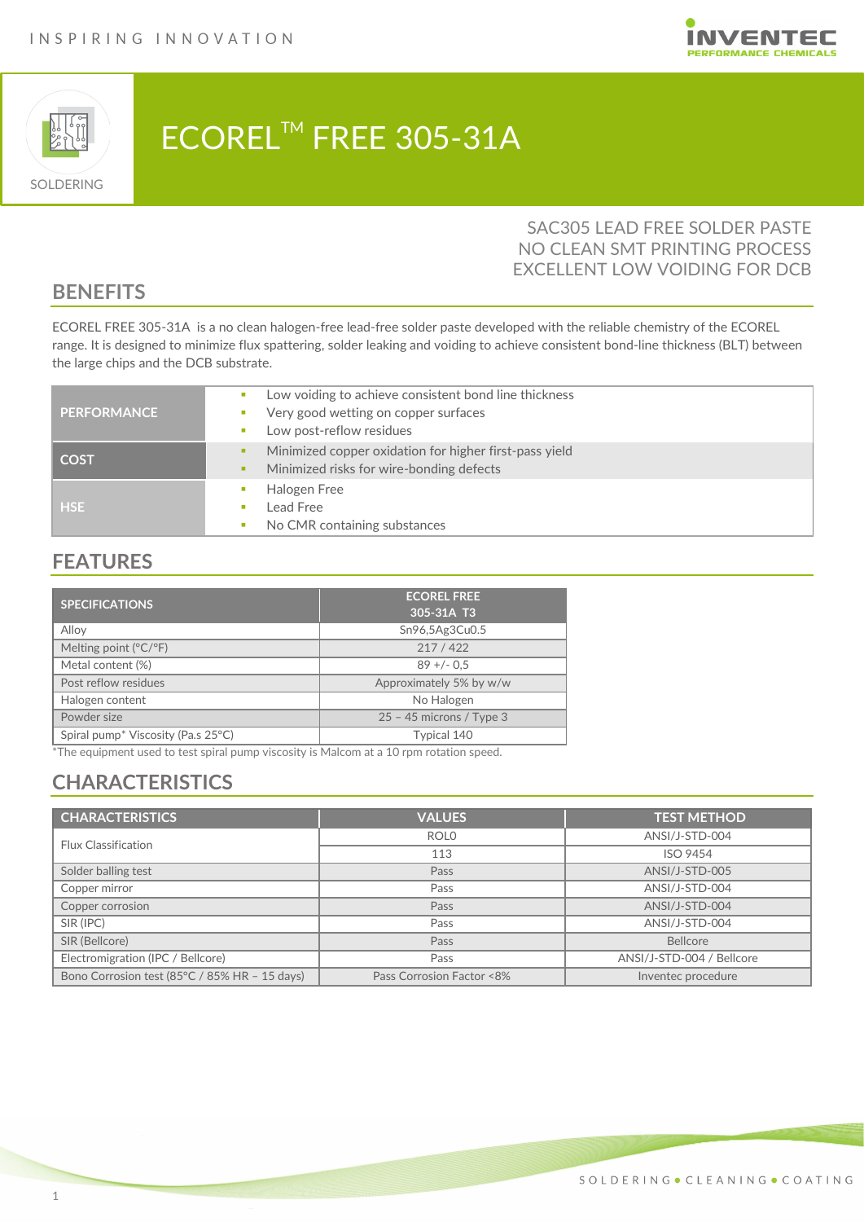# ECOREL™ FREE 305-31A

SOLDERING

SAC305 LEAD FREE SOLDER PASTE
NO CLEAN SMT PRINTING PROCESS
EXCELLENT LOW VOIDING FOR DCB

## BENEFITS

ECOREL FREE 305-31A is a no clean halogen-free lead-free solder paste developed with the reliable chemistry of the ECOREL range. It is designed to minimize flux spattering, solder leaking and voiding to achieve consistent bond-line thickness (BLT) between the large chips and the DCB substrate.

| | |
|---|---|
| **PERFORMANCE** | ▪ Low voiding to achieve consistent bond line thickness<br>▪ Very good wetting on copper surfaces<br>▪ Low post-reflow residues |
| **COST** | ▪ Minimized copper oxidation for higher first-pass yield<br>▪ Minimized risks for wire-bonding defects |
| **HSE** | ▪ Halogen Free<br>▪ Lead Free<br>▪ No CMR containing substances |

## FEATURES

| SPECIFICATIONS | ECOREL FREE 305-31A T3 |
|---|---|
| Alloy | Sn96,5Ag3Cu0.5 |
| Melting point (°C/°F) | 217 / 422 |
| Metal content (%) | 89 +/- 0,5 |
| Post reflow residues | Approximately 5% by w/w |
| Halogen content | No Halogen |
| Powder size | 25 – 45 microns / Type 3 |
| Spiral pump* Viscosity (Pa.s 25°C) | Typical 140 |

*The equipment used to test spiral pump viscosity is Malcom at a 10 rpm rotation speed.

## CHARACTERISTICS

| CHARACTERISTICS | VALUES | TEST METHOD |
|---|---|---|
| Flux Classification | ROL0 | ANSI/J-STD-004 |
| | 113 | ISO 9454 |
| Solder balling test | Pass | ANSI/J-STD-005 |
| Copper mirror | Pass | ANSI/J-STD-004 |
| Copper corrosion | Pass | ANSI/J-STD-004 |
| SIR (IPC) | Pass | ANSI/J-STD-004 |
| SIR (Bellcore) | Pass | Bellcore |
| Electromigration (IPC / Bellcore) | Pass | ANSI/J-STD-004 / Bellcore |
| Bono Corrosion test (85°C / 85% HR – 15 days) | Pass Corrosion Factor <8% | Inventec procedure |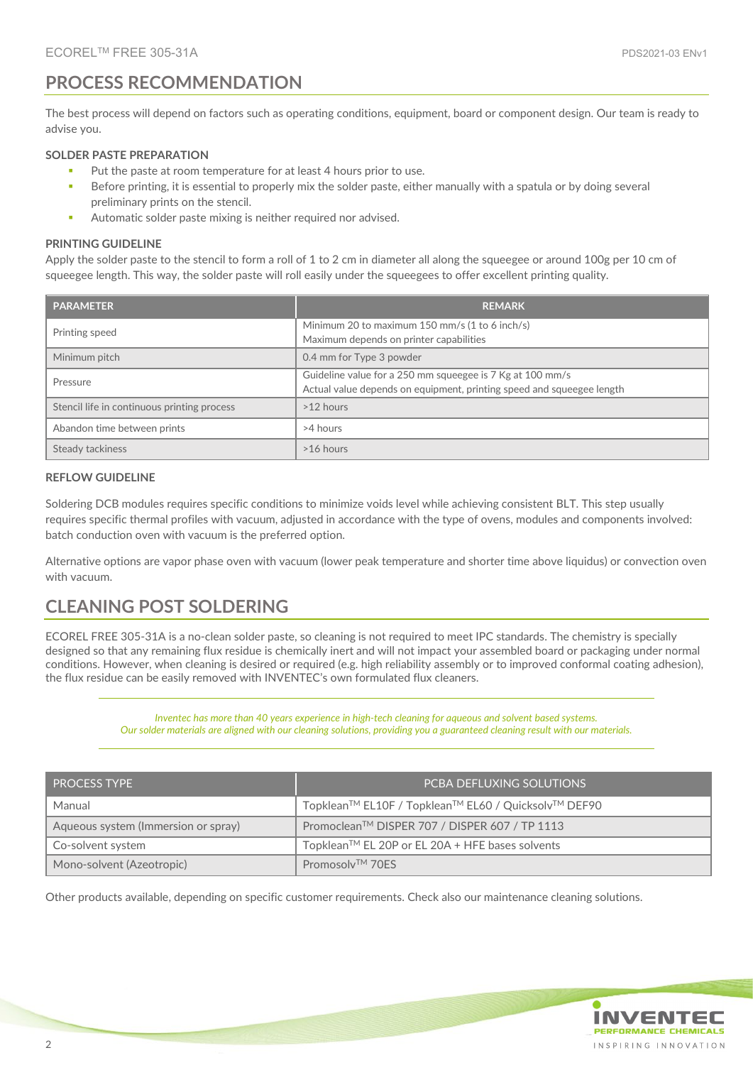## PROCESS RECOMMENDATION

The best process will depend on factors such as operating conditions, equipment, board or component design. Our team is ready to advise you.

### SOLDER PASTE PREPARATION

- Put the paste at room temperature for at least 4 hours prior to use.
- Before printing, it is essential to properly mix the solder paste, either manually with a spatula or by doing several preliminary prints on the stencil.
- Automatic solder paste mixing is neither required nor advised.

### PRINTING GUIDELINE

Apply the solder paste to the stencil to form a roll of 1 to 2 cm in diameter all along the squeegee or around 100g per 10 cm of squeegee length. This way, the solder paste will roll easily under the squeegees to offer excellent printing quality.

| PARAMETER | REMARK |
|---|---|
| Printing speed | Minimum 20 to maximum 150 mm/s (1 to 6 inch/s)<br>Maximum depends on printer capabilities |
| Minimum pitch | 0.4 mm for Type 3 powder |
| Pressure | Guideline value for a 250 mm squeegee is 7 Kg at 100 mm/s<br>Actual value depends on equipment, printing speed and squeegee length |
| Stencil life in continuous printing process | >12 hours |
| Abandon time between prints | >4 hours |
| Steady tackiness | >16 hours |

### REFLOW GUIDELINE

Soldering DCB modules requires specific conditions to minimize voids level while achieving consistent BLT. This step usually requires specific thermal profiles with vacuum, adjusted in accordance with the type of ovens, modules and components involved: batch conduction oven with vacuum is the preferred option.

Alternative options are vapor phase oven with vacuum (lower peak temperature and shorter time above liquidus) or convection oven with vacuum.

## CLEANING POST SOLDERING

ECOREL FREE 305-31A is a no-clean solder paste, so cleaning is not required to meet IPC standards. The chemistry is specially designed so that any remaining flux residue is chemically inert and will not impact your assembled board or packaging under normal conditions. However, when cleaning is desired or required (e.g. high reliability assembly or to improved conformal coating adhesion), the flux residue can be easily removed with INVENTEC's own formulated flux cleaners.

*Inventec has more than 40 years experience in high-tech cleaning for aqueous and solvent based systems.*
*Our solder materials are aligned with our cleaning solutions, providing you a guaranteed cleaning result with our materials.*

| PROCESS TYPE | PCBA DEFLUXING SOLUTIONS |
|---|---|
| Manual | Topklean™ EL10F / Topklean™ EL60 / Quicksolv™ DEF90 |
| Aqueous system (Immersion or spray) | Promoclean™ DISPER 707 / DISPER 607 / TP 1113 |
| Co-solvent system | Topklean™ EL 20P or EL 20A + HFE bases solvents |
| Mono-solvent (Azeotropic) | Promosolv™ 70ES |

Other products available, depending on specific customer requirements. Check also our maintenance cleaning solutions.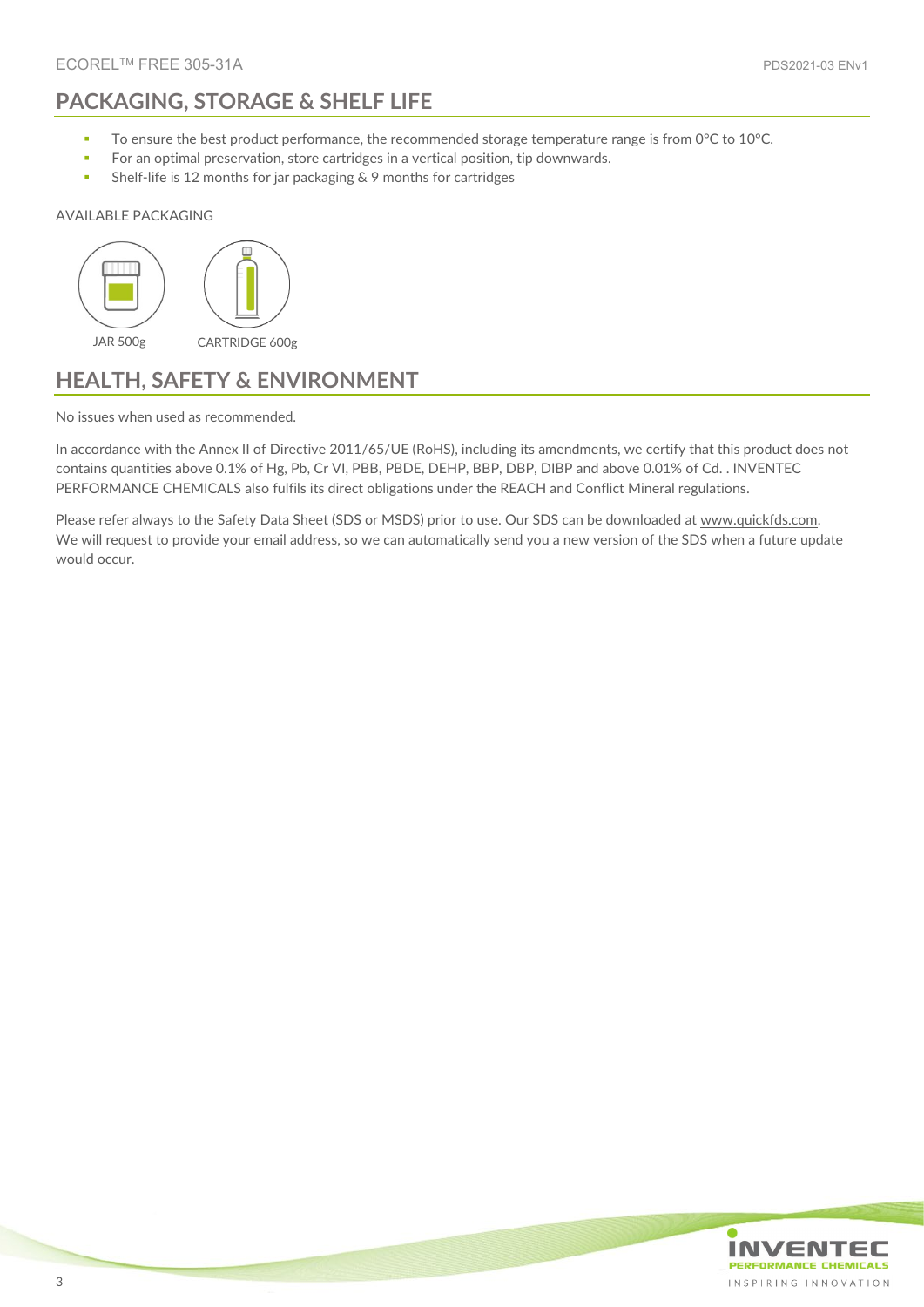## PACKAGING, STORAGE & SHELF LIFE

- To ensure the best product performance, the recommended storage temperature range is from 0°C to 10°C.
- For an optimal preservation, store cartridges in a vertical position, tip downwards.
- Shelf-life is 12 months for jar packaging & 9 months for cartridges

AVAILABLE PACKAGING

JAR 500g

CARTRIDGE 600g

## HEALTH, SAFETY & ENVIRONMENT

No issues when used as recommended.

In accordance with the Annex II of Directive 2011/65/UE (RoHS), including its amendments, we certify that this product does not contains quantities above 0.1% of Hg, Pb, Cr VI, PBB, PBDE, DEHP, BBP, DBP, DIBP and above 0.01% of Cd. . INVENTEC PERFORMANCE CHEMICALS also fulfils its direct obligations under the REACH and Conflict Mineral regulations.

Please refer always to the Safety Data Sheet (SDS or MSDS) prior to use. Our SDS can be downloaded at www.quickfds.com. We will request to provide your email address, so we can automatically send you a new version of the SDS when a future update would occur.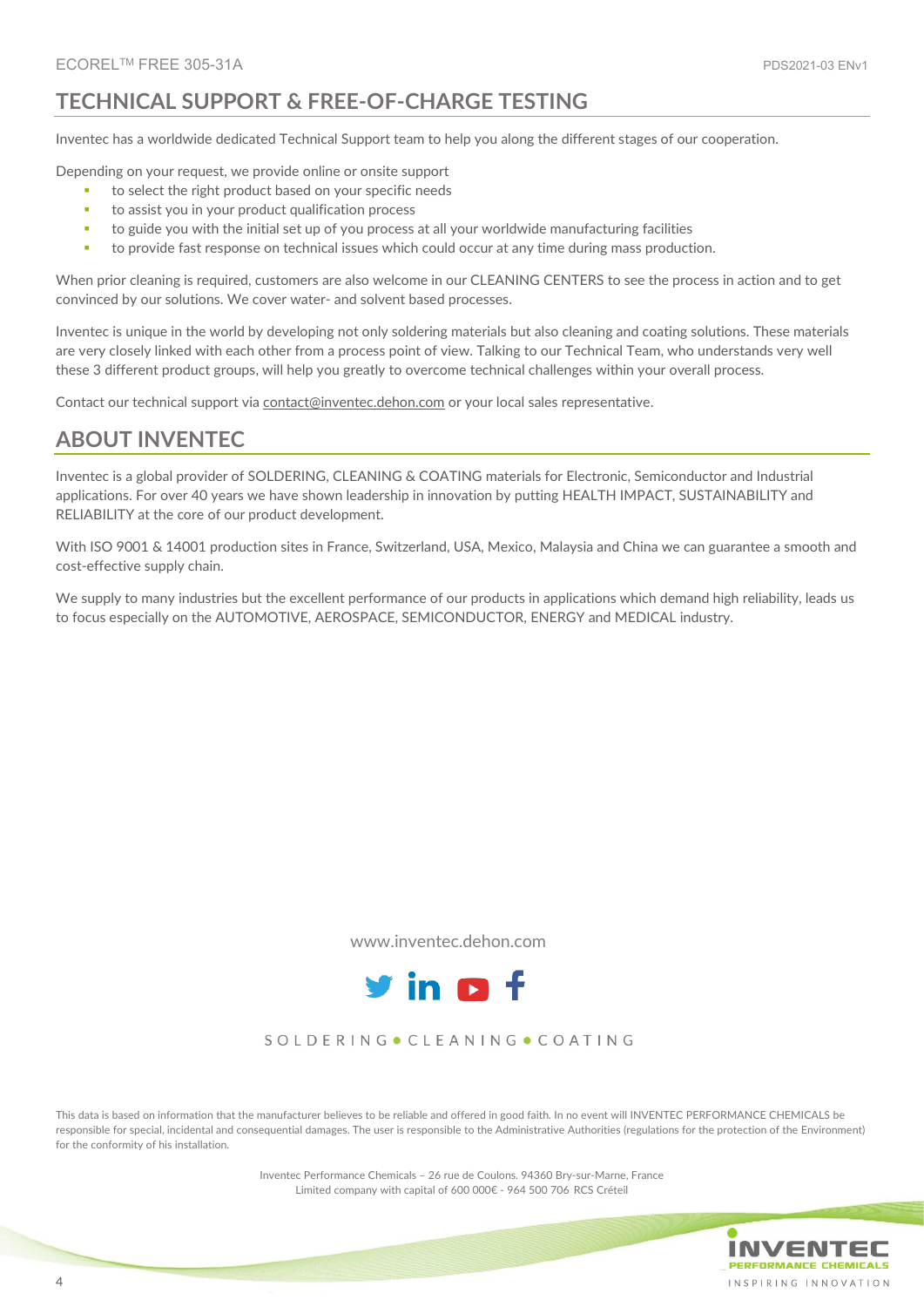## TECHNICAL SUPPORT & FREE-OF-CHARGE TESTING

Inventec has a worldwide dedicated Technical Support team to help you along the different stages of our cooperation.

Depending on your request, we provide online or onsite support

- to select the right product based on your specific needs
- to assist you in your product qualification process
- to guide you with the initial set up of you process at all your worldwide manufacturing facilities
- to provide fast response on technical issues which could occur at any time during mass production.

When prior cleaning is required, customers are also welcome in our CLEANING CENTERS to see the process in action and to get convinced by our solutions. We cover water- and solvent based processes.

Inventec is unique in the world by developing not only soldering materials but also cleaning and coating solutions. These materials are very closely linked with each other from a process point of view. Talking to our Technical Team, who understands very well these 3 different product groups, will help you greatly to overcome technical challenges within your overall process.

Contact our technical support via contact@inventec.dehon.com or your local sales representative.

## ABOUT INVENTEC

Inventec is a global provider of SOLDERING, CLEANING & COATING materials for Electronic, Semiconductor and Industrial applications. For over 40 years we have shown leadership in innovation by putting HEALTH IMPACT, SUSTAINABILITY and RELIABILITY at the core of our product development.

With ISO 9001 & 14001 production sites in France, Switzerland, USA, Mexico, Malaysia and China we can guarantee a smooth and cost-effective supply chain.

We supply to many industries but the excellent performance of our products in applications which demand high reliability, leads us to focus especially on the AUTOMOTIVE, AEROSPACE, SEMICONDUCTOR, ENERGY and MEDICAL industry.

www.inventec.dehon.com

SOLDERING • CLEANING • COATING

This data is based on information that the manufacturer believes to be reliable and offered in good faith. In no event will INVENTEC PERFORMANCE CHEMICALS be responsible for special, incidental and consequential damages. The user is responsible to the Administrative Authorities (regulations for the protection of the Environment) for the conformity of his installation.

Inventec Performance Chemicals – 26 rue de Coulons. 94360 Bry-sur-Marne, France
Limited company with capital of 600 000€ - 964 500 706 RCS Créteil

INVENTEC PERFORMANCE CHEMICALS
INSPIRING INNOVATION